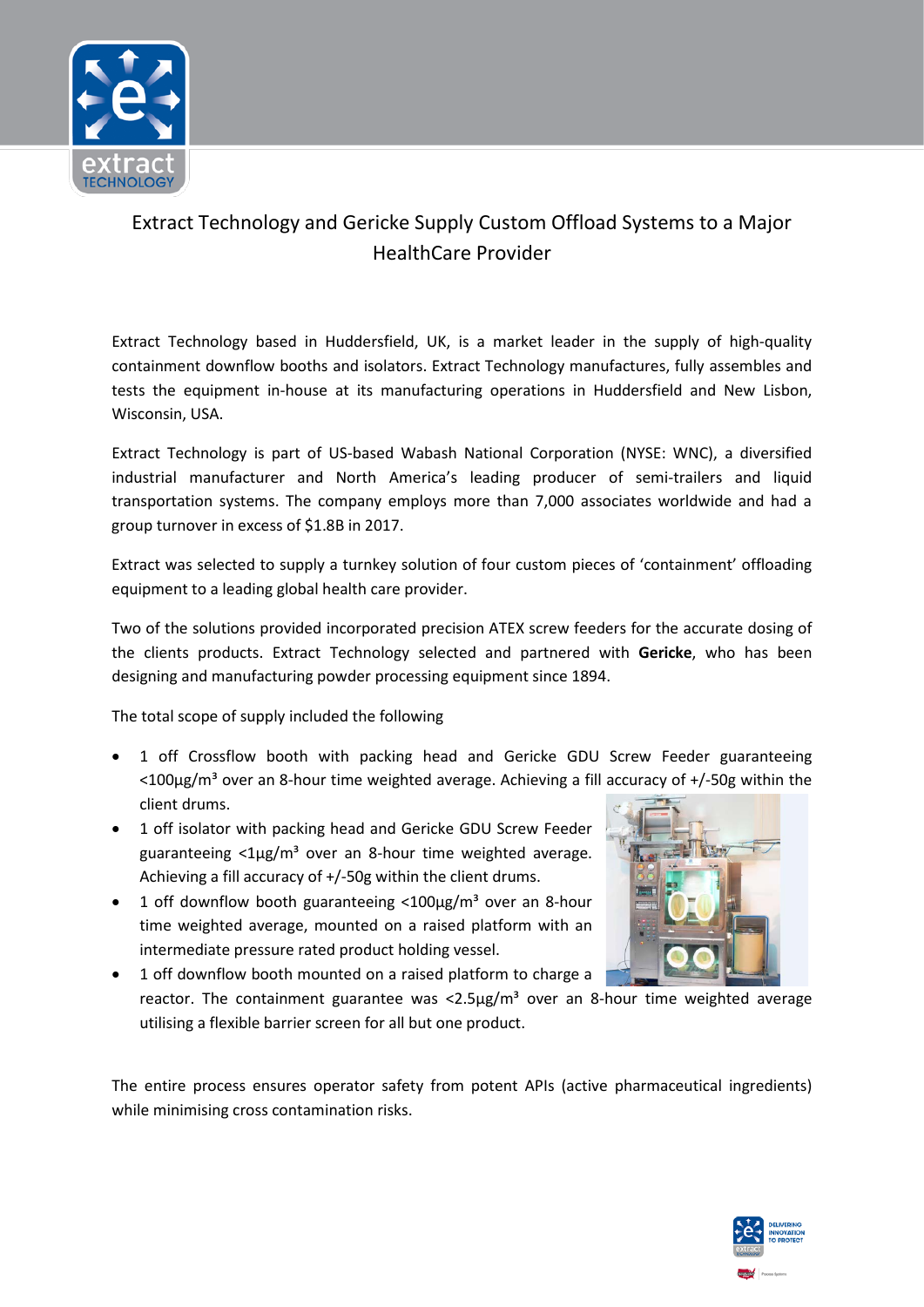# Extract Technology and Gericke Supply Custom Offload Systems to a Major HealthCare Provider

Extract Technology based in Huddersfield, UK, is a market leader in the supply of high-quality containment downflow booths and isolators. Extract Technology manufactures, fully assembles and tests the equipment in-house at its manufacturing operations in Huddersfield and New Lisbon, Wisconsin, USA.

Extract Technology is part of US-based Wabash National Corporation (NYSE: WNC), a diversified industrial manufacturer and North America's leading producer of semi-trailers and liquid transportation systems. The company employs more than 7,000 associates worldwide and had a group turnover in excess of $1.8B in 2017.

Extract was selected to supply a turnkey solution of four custom pieces of 'containment' offloading equipment to a leading global health care provider.

Two of the solutions provided incorporated precision ATEX screw feeders for the accurate dosing of the clients products. Extract Technology selected and partnered with **Gericke**, who has been designing and manufacturing powder processing equipment since 1894.

The total scope of supply included the following

- 1 off Crossflow booth with packing head and Gericke GDU Screw Feeder guaranteeing <100µg/m³ over an 8-hour time weighted average. Achieving a fill accuracy of +/-50g within the client drums.
- 1 off isolator with packing head and Gericke GDU Screw Feeder guaranteeing <1µg/m³ over an 8-hour time weighted average. Achieving a fill accuracy of +/-50g within the client drums.
- 1 off downflow booth guaranteeing <100µg/m³ over an 8-hour time weighted average, mounted on a raised platform with an intermediate pressure rated product holding vessel.
- 1 off downflow booth mounted on a raised platform to charge a reactor. The containment guarantee was <2.5µg/m³ over an 8-hour time weighted average utilising a flexible barrier screen for all but one product.

The entire process ensures operator safety from potent APIs (active pharmaceutical ingredients) while minimising cross contamination risks.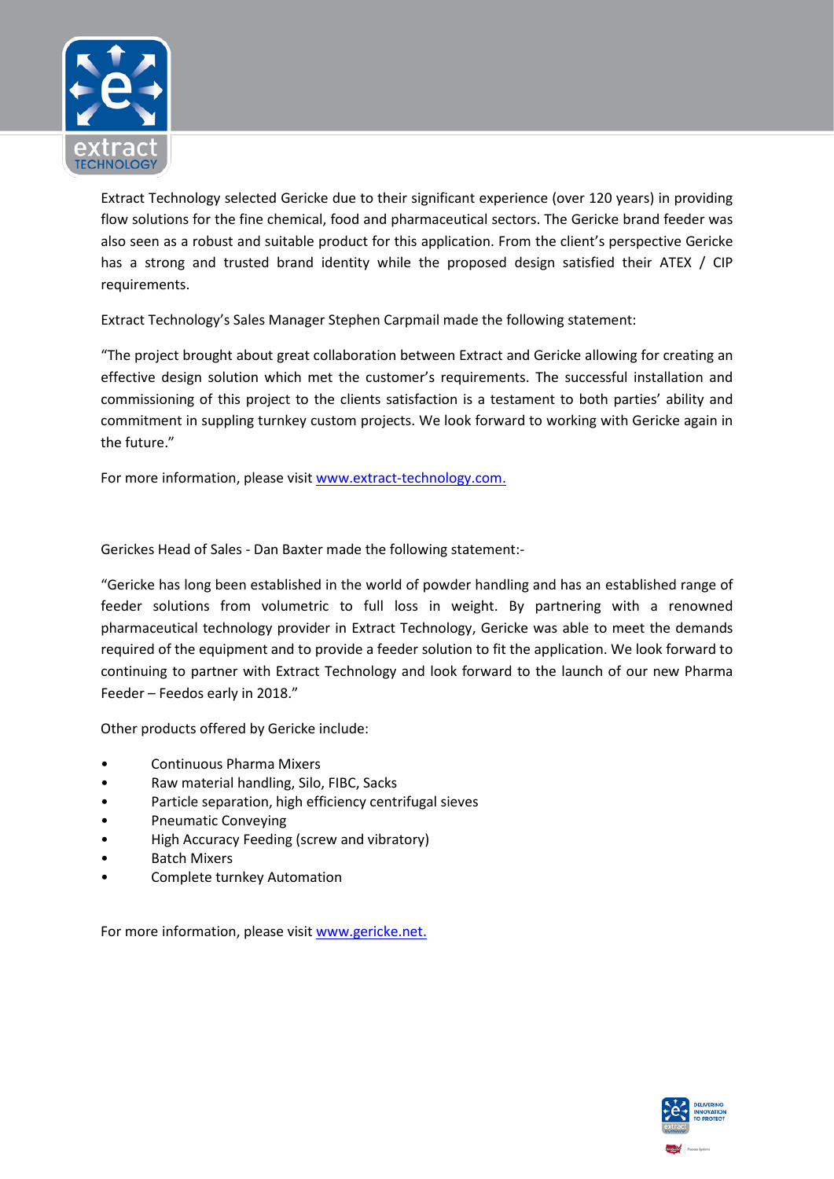Extract Technology selected Gericke due to their significant experience (over 120 years) in providing flow solutions for the fine chemical, food and pharmaceutical sectors. The Gericke brand feeder was also seen as a robust and suitable product for this application. From the client's perspective Gericke has a strong and trusted brand identity while the proposed design satisfied their ATEX / CIP requirements.

Extract Technology's Sales Manager Stephen Carpmail made the following statement:

"The project brought about great collaboration between Extract and Gericke allowing for creating an effective design solution which met the customer's requirements. The successful installation and commissioning of this project to the clients satisfaction is a testament to both parties' ability and commitment in suppling turnkey custom projects. We look forward to working with Gericke again in the future."

For more information, please visit [www.extract-technology.com.](http://www.extract-technology.com)

Gerickes Head of Sales - Dan Baxter made the following statement:-

"Gericke has long been established in the world of powder handling and has an established range of feeder solutions from volumetric to full loss in weight. By partnering with a renowned pharmaceutical technology provider in Extract Technology, Gericke was able to meet the demands required of the equipment and to provide a feeder solution to fit the application. We look forward to continuing to partner with Extract Technology and look forward to the launch of our new Pharma Feeder – Feedos early in 2018."

Other products offered by Gericke include:

- Continuous Pharma Mixers
- Raw material handling, Silo, FIBC, Sacks
- Particle separation, high efficiency centrifugal sieves
- Pneumatic Conveying
- High Accuracy Feeding (screw and vibratory)
- Batch Mixers
- Complete turnkey Automation

For more information, please visit [www.gericke.net.](http://www.gericke.net)